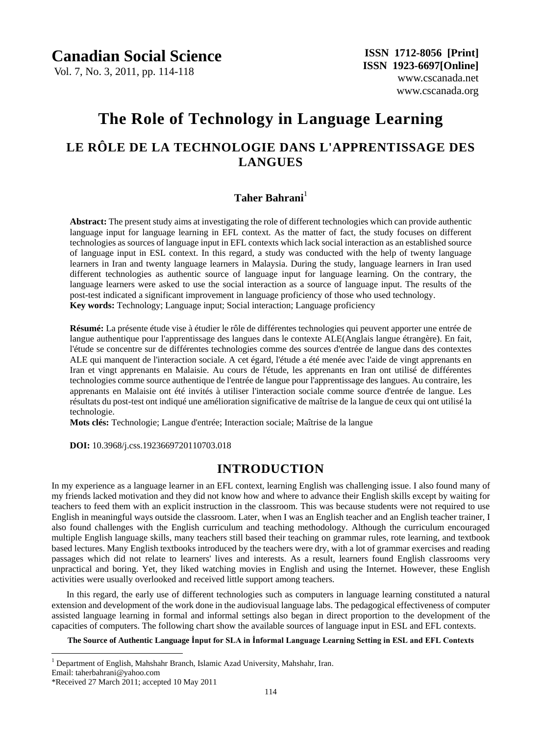# The Role of Technology in Language Learning

## LE RÔLE DE LA TECHNOLOGIE DANS L'APPRENTISSAGE DES LANGUES

**Taher Bahrani**[1]

**Abstract:** The present study aims at investigating the role of different technologies which can provide authentic language input for language learning in EFL context. As the matter of fact, the study focuses on different technologies as sources of language input in EFL contexts which lack social interaction as an established source of language input in ESL context. In this regard, a study was conducted with the help of twenty language learners in Iran and twenty language learners in Malaysia. During the study, language learners in Iran used different technologies as authentic source of language input for language learning. On the contrary, the language learners were asked to use the social interaction as a source of language input. The results of the post-test indicated a significant improvement in language proficiency of those who used technology.

**Key words:** Technology; Language input; Social interaction; Language proficiency

**Résumé:** La présente étude vise à étudier le rôle de différentes technologies qui peuvent apporter une entrée de langue authentique pour l'apprentissage des langues dans le contexte ALE(Anglais langue étrangère). En fait, l'étude se concentre sur de différentes technologies comme des sources d'entrée de langue dans des contextes ALE qui manquent de l'interaction sociale. A cet égard, l'étude a été menée avec l'aide de vingt apprenants en Iran et vingt apprenants en Malaisie. Au cours de l'étude, les apprenants en Iran ont utilisé de différentes technologies comme source authentique de l'entrée de langue pour l'apprentissage des langues. Au contraire, les apprenants en Malaisie ont été invités à utiliser l'interaction sociale comme source d'entrée de langue. Les résultats du post-test ont indiqué une amélioration significative de maîtrise de la langue de ceux qui ont utilisé la technologie.

**Mots clés:** Technologie; Langue d'entrée; Interaction sociale; Maîtrise de la langue

**DOI:** 10.3968/j.css.1923669720110703.018

## INTRODUCTION

In my experience as a language learner in an EFL context, learning English was challenging issue. I also found many of my friends lacked motivation and they did not know how and where to advance their English skills except by waiting for teachers to feed them with an explicit instruction in the classroom. This was because students were not required to use English in meaningful ways outside the classroom. Later, when I was an English teacher and an English teacher trainer, I also found challenges with the English curriculum and teaching methodology. Although the curriculum encouraged multiple English language skills, many teachers still based their teaching on grammar rules, rote learning, and textbook based lectures. Many English textbooks introduced by the teachers were dry, with a lot of grammar exercises and reading passages which did not relate to learners' lives and interests. As a result, learners found English classrooms very unpractical and boring. Yet, they liked watching movies in English and using the Internet. However, these English activities were usually overlooked and received little support among teachers.

In this regard, the early use of different technologies such as computers in language learning constituted a natural extension and development of the work done in the audiovisual language labs. The pedagogical effectiveness of computer assisted language learning in formal and informal settings also began in direct proportion to the development of the capacities of computers. The following chart show the available sources of language input in ESL and EFL contexts.

**The Source of Authentic Language İnput for SLA in İnformal Language Learning Setting in ESL and EFL Contexts**

---

[1] Department of English, Mahshahr Branch, Islamic Azad University, Mahshahr, Iran.
Email: taherbahrani@yahoo.com
*Received 27 March 2011; accepted 10 May 2011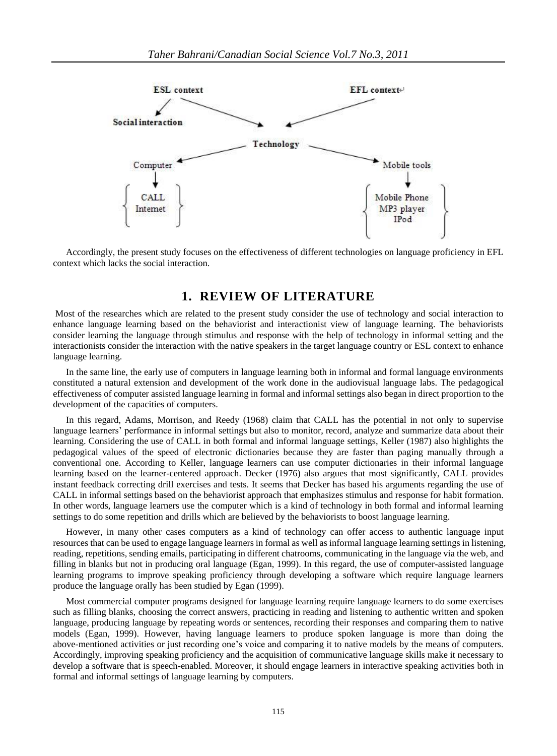ESL context → Social interaction

ESL context → Technology ← EFL context

Technology → Computer → { CALL, Internet }

Technology → Mobile tools → { Mobile Phone, MP3 player, IPod }

Accordingly, the present study focuses on the effectiveness of different technologies on language proficiency in EFL context which lacks the social interaction.

## 1. REVIEW OF LITERATURE

Most of the researches which are related to the present study consider the use of technology and social interaction to enhance language learning based on the behaviorist and interactionist view of language learning. The behaviorists consider learning the language through stimulus and response with the help of technology in informal setting and the interactionists consider the interaction with the native speakers in the target language country or ESL context to enhance language learning.

In the same line, the early use of computers in language learning both in informal and formal language environments constituted a natural extension and development of the work done in the audiovisual language labs. The pedagogical effectiveness of computer assisted language learning in formal and informal settings also began in direct proportion to the development of the capacities of computers.

In this regard, Adams, Morrison, and Reedy (1968) claim that CALL has the potential in not only to supervise language learners' performance in informal settings but also to monitor, record, analyze and summarize data about their learning. Considering the use of CALL in both formal and informal language settings, Keller (1987) also highlights the pedagogical values of the speed of electronic dictionaries because they are faster than paging manually through a conventional one. According to Keller, language learners can use computer dictionaries in their informal language learning based on the learner-centered approach. Decker (1976) also argues that most significantly, CALL provides instant feedback correcting drill exercises and tests. It seems that Decker has based his arguments regarding the use of CALL in informal settings based on the behaviorist approach that emphasizes stimulus and response for habit formation. In other words, language learners use the computer which is a kind of technology in both formal and informal learning settings to do some repetition and drills which are believed by the behaviorists to boost language learning.

However, in many other cases computers as a kind of technology can offer access to authentic language input resources that can be used to engage language learners in formal as well as informal language learning settings in listening, reading, repetitions, sending emails, participating in different chatrooms, communicating in the language via the web, and filling in blanks but not in producing oral language (Egan, 1999). In this regard, the use of computer-assisted language learning programs to improve speaking proficiency through developing a software which require language learners produce the language orally has been studied by Egan (1999).

Most commercial computer programs designed for language learning require language learners to do some exercises such as filling blanks, choosing the correct answers, practicing in reading and listening to authentic written and spoken language, producing language by repeating words or sentences, recording their responses and comparing them to native models (Egan, 1999). However, having language learners to produce spoken language is more than doing the above-mentioned activities or just recording one's voice and comparing it to native models by the means of computers. Accordingly, improving speaking proficiency and the acquisition of communicative language skills make it necessary to develop a software that is speech-enabled. Moreover, it should engage learners in interactive speaking activities both in formal and informal settings of language learning by computers.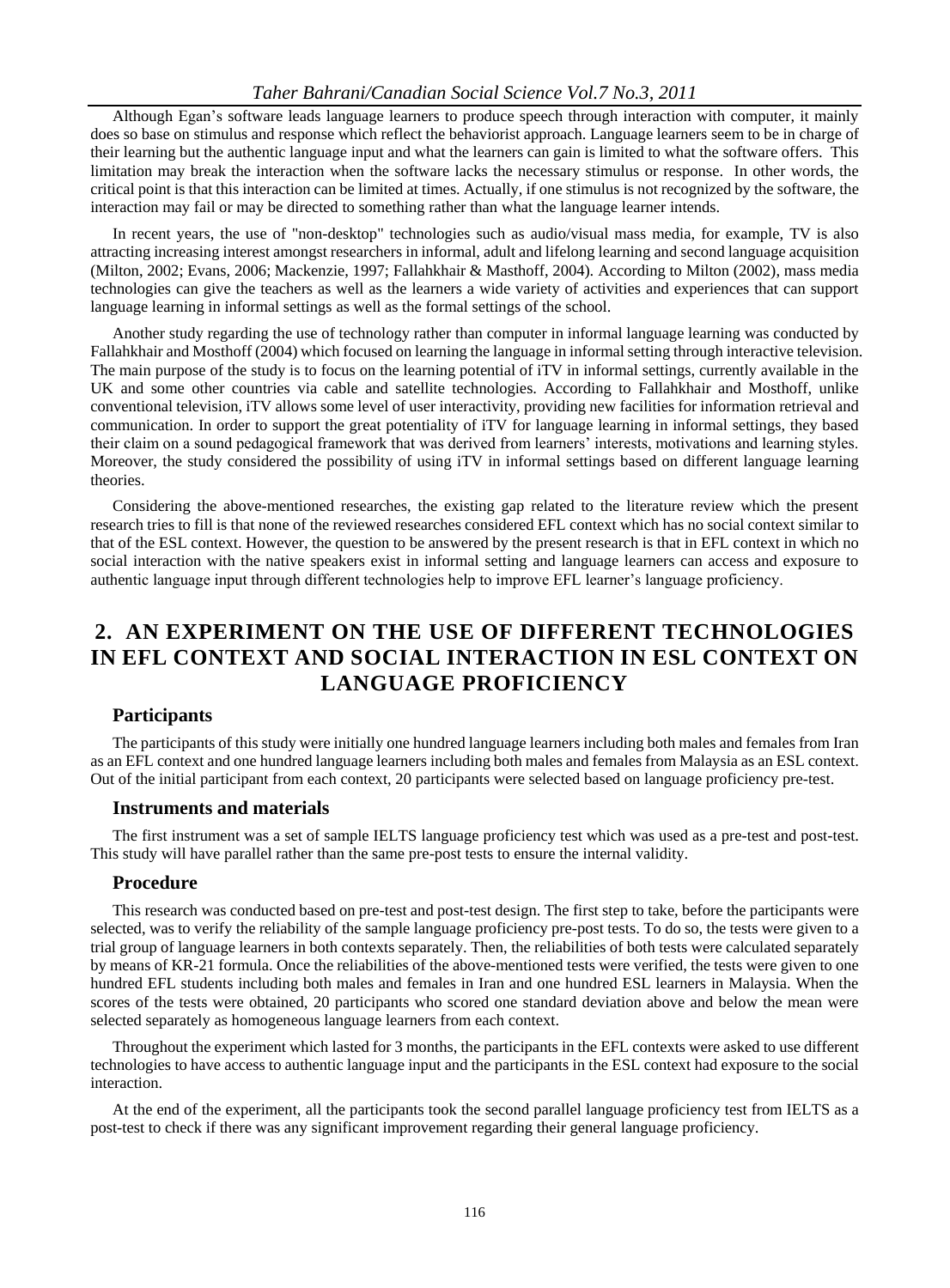Although Egan's software leads language learners to produce speech through interaction with computer, it mainly does so base on stimulus and response which reflect the behaviorist approach. Language learners seem to be in charge of their learning but the authentic language input and what the learners can gain is limited to what the software offers. This limitation may break the interaction when the software lacks the necessary stimulus or response. In other words, the critical point is that this interaction can be limited at times. Actually, if one stimulus is not recognized by the software, the interaction may fail or may be directed to something rather than what the language learner intends.

In recent years, the use of "non-desktop" technologies such as audio/visual mass media, for example, TV is also attracting increasing interest amongst researchers in informal, adult and lifelong learning and second language acquisition (Milton, 2002; Evans, 2006; Mackenzie, 1997; Fallahkhair & Masthoff, 2004). According to Milton (2002), mass media technologies can give the teachers as well as the learners a wide variety of activities and experiences that can support language learning in informal settings as well as the formal settings of the school.

Another study regarding the use of technology rather than computer in informal language learning was conducted by Fallahkhair and Mosthoff (2004) which focused on learning the language in informal setting through interactive television. The main purpose of the study is to focus on the learning potential of iTV in informal settings, currently available in the UK and some other countries via cable and satellite technologies. According to Fallahkhair and Mosthoff, unlike conventional television, iTV allows some level of user interactivity, providing new facilities for information retrieval and communication. In order to support the great potentiality of iTV for language learning in informal settings, they based their claim on a sound pedagogical framework that was derived from learners' interests, motivations and learning styles. Moreover, the study considered the possibility of using iTV in informal settings based on different language learning theories.

Considering the above-mentioned researches, the existing gap related to the literature review which the present research tries to fill is that none of the reviewed researches considered EFL context which has no social context similar to that of the ESL context. However, the question to be answered by the present research is that in EFL context in which no social interaction with the native speakers exist in informal setting and language learners can access and exposure to authentic language input through different technologies help to improve EFL learner's language proficiency.

## 2. AN EXPERIMENT ON THE USE OF DIFFERENT TECHNOLOGIES IN EFL CONTEXT AND SOCIAL INTERACTION IN ESL CONTEXT ON LANGUAGE PROFICIENCY

### Participants

The participants of this study were initially one hundred language learners including both males and females from Iran as an EFL context and one hundred language learners including both males and females from Malaysia as an ESL context. Out of the initial participant from each context, 20 participants were selected based on language proficiency pre-test.

### Instruments and materials

The first instrument was a set of sample IELTS language proficiency test which was used as a pre-test and post-test. This study will have parallel rather than the same pre-post tests to ensure the internal validity.

### Procedure

This research was conducted based on pre-test and post-test design. The first step to take, before the participants were selected, was to verify the reliability of the sample language proficiency pre-post tests. To do so, the tests were given to a trial group of language learners in both contexts separately. Then, the reliabilities of both tests were calculated separately by means of KR-21 formula. Once the reliabilities of the above-mentioned tests were verified, the tests were given to one hundred EFL students including both males and females in Iran and one hundred ESL learners in Malaysia. When the scores of the tests were obtained, 20 participants who scored one standard deviation above and below the mean were selected separately as homogeneous language learners from each context.

Throughout the experiment which lasted for 3 months, the participants in the EFL contexts were asked to use different technologies to have access to authentic language input and the participants in the ESL context had exposure to the social interaction.

At the end of the experiment, all the participants took the second parallel language proficiency test from IELTS as a post-test to check if there was any significant improvement regarding their general language proficiency.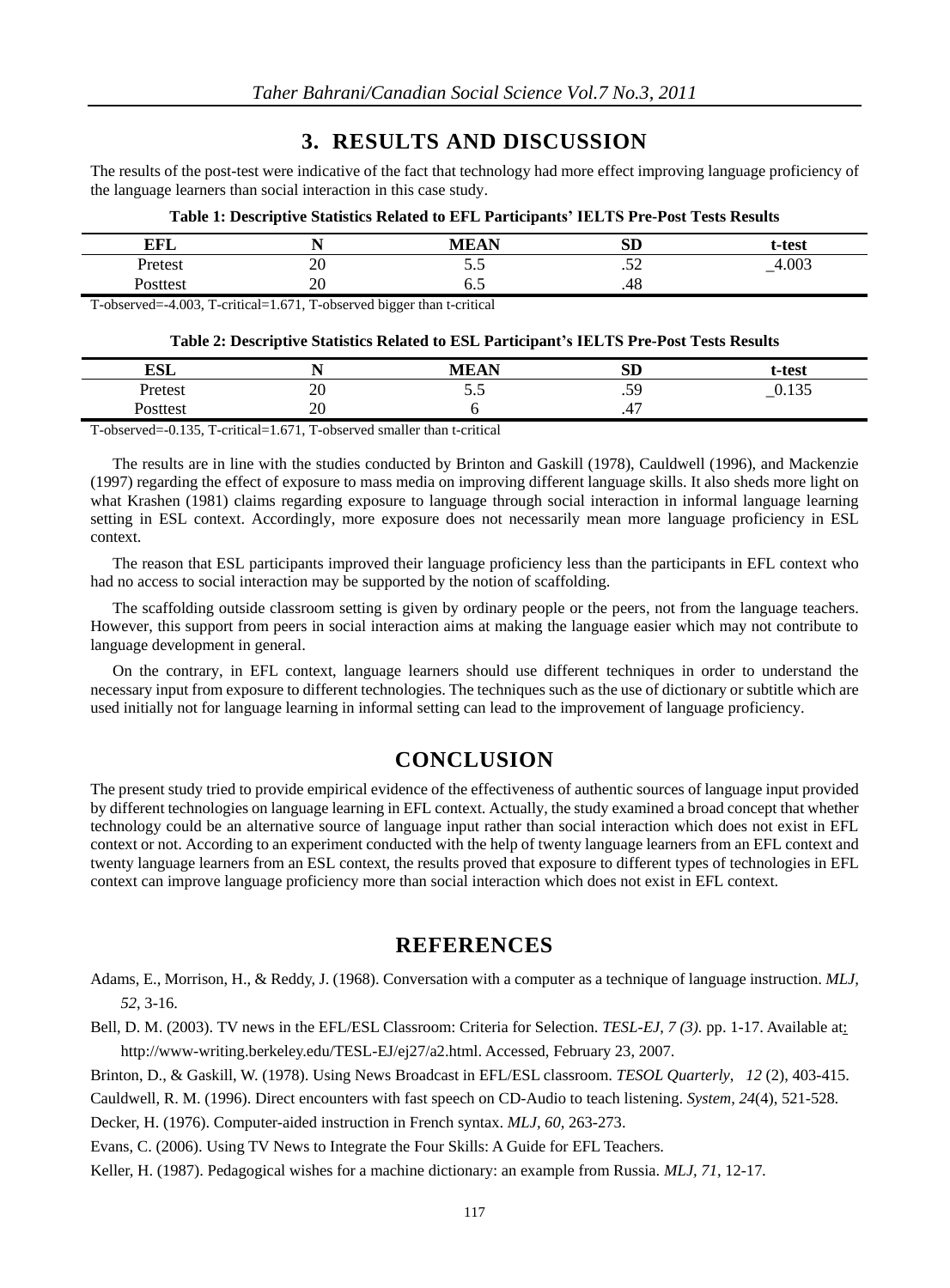## 3. RESULTS AND DISCUSSION

The results of the post-test were indicative of the fact that technology had more effect improving language proficiency of the language learners than social interaction in this case study.

**Table 1: Descriptive Statistics Related to EFL Participants' IELTS Pre-Post Tests Results**

| EFL | N | MEAN | SD | t-test |
|---|---|---|---|---|
| Pretest | 20 | 5.5 | .52 | _4.003 |
| Posttest | 20 | 6.5 | .48 | |

T-observed=-4.003, T-critical=1.671, T-observed bigger than t-critical

**Table 2: Descriptive Statistics Related to ESL Participant's IELTS Pre-Post Tests Results**

| ESL | N | MEAN | SD | t-test |
|---|---|---|---|---|
| Pretest | 20 | 5.5 | .59 | _0.135 |
| Posttest | 20 | 6 | .47 | |

T-observed=-0.135, T-critical=1.671, T-observed smaller than t-critical

The results are in line with the studies conducted by Brinton and Gaskill (1978), Cauldwell (1996), and Mackenzie (1997) regarding the effect of exposure to mass media on improving different language skills. It also sheds more light on what Krashen (1981) claims regarding exposure to language through social interaction in informal language learning setting in ESL context. Accordingly, more exposure does not necessarily mean more language proficiency in ESL context.

The reason that ESL participants improved their language proficiency less than the participants in EFL context who had no access to social interaction may be supported by the notion of scaffolding.

The scaffolding outside classroom setting is given by ordinary people or the peers, not from the language teachers. However, this support from peers in social interaction aims at making the language easier which may not contribute to language development in general.

On the contrary, in EFL context, language learners should use different techniques in order to understand the necessary input from exposure to different technologies. The techniques such as the use of dictionary or subtitle which are used initially not for language learning in informal setting can lead to the improvement of language proficiency.

## CONCLUSION

The present study tried to provide empirical evidence of the effectiveness of authentic sources of language input provided by different technologies on language learning in EFL context. Actually, the study examined a broad concept that whether technology could be an alternative source of language input rather than social interaction which does not exist in EFL context or not. According to an experiment conducted with the help of twenty language learners from an EFL context and twenty language learners from an ESL context, the results proved that exposure to different types of technologies in EFL context can improve language proficiency more than social interaction which does not exist in EFL context.

## REFERENCES

Adams, E., Morrison, H., & Reddy, J. (1968). Conversation with a computer as a technique of language instruction. *MLJ*, *52*, 3-16.

Bell, D. M. (2003). TV news in the EFL/ESL Classroom: Criteria for Selection. *TESL-EJ*, *7 (3).* pp. 1-17. Available at: http://www-writing.berkeley.edu/TESL-EJ/ej27/a2.html. Accessed, February 23, 2007.

Brinton, D., & Gaskill, W. (1978). Using News Broadcast in EFL/ESL classroom. *TESOL Quarterly*, *12* (2), 403-415.

Cauldwell, R. M. (1996). Direct encounters with fast speech on CD-Audio to teach listening. *System*, *24*(4), 521-528.

Decker, H. (1976). Computer-aided instruction in French syntax. *MLJ*, *60*, 263-273.

Evans, C. (2006). Using TV News to Integrate the Four Skills: A Guide for EFL Teachers.

Keller, H. (1987). Pedagogical wishes for a machine dictionary: an example from Russia. *MLJ*, *71*, 12-17.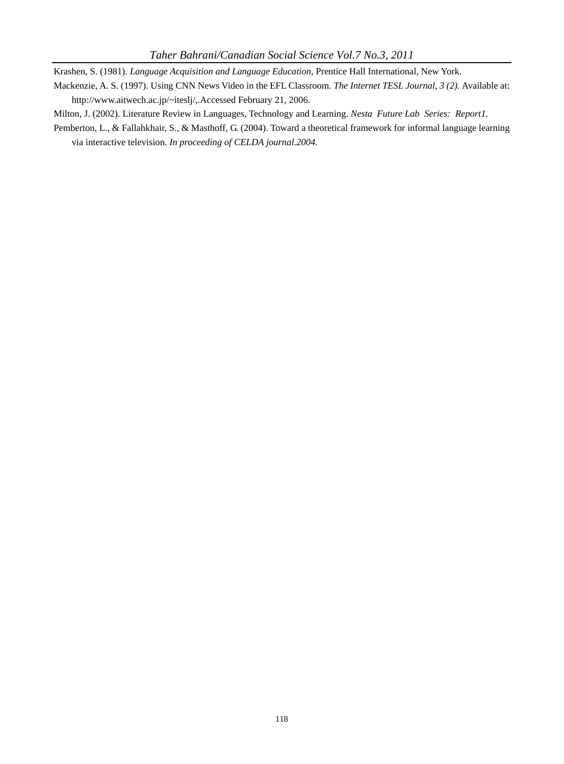Krashen, S. (1981). *Language Acquisition and Language Education*, Prentice Hall International, New York.

Mackenzie, A. S. (1997). Using CNN News Video in the EFL Classroom. *The Internet TESL Journal, 3 (2).* Available at: http://www.aitwech.ac.jp/~iteslj/,.Accessed February 21, 2006.

Milton, J. (2002). Literature Review in Languages, Technology and Learning. *Nesta Future Lab Series: Report1*.

Pemberton, L., & Fallahkhair, S., & Masthoff, G. (2004). Toward a theoretical framework for informal language learning via interactive television. *In proceeding of CELDA journal.2004.*